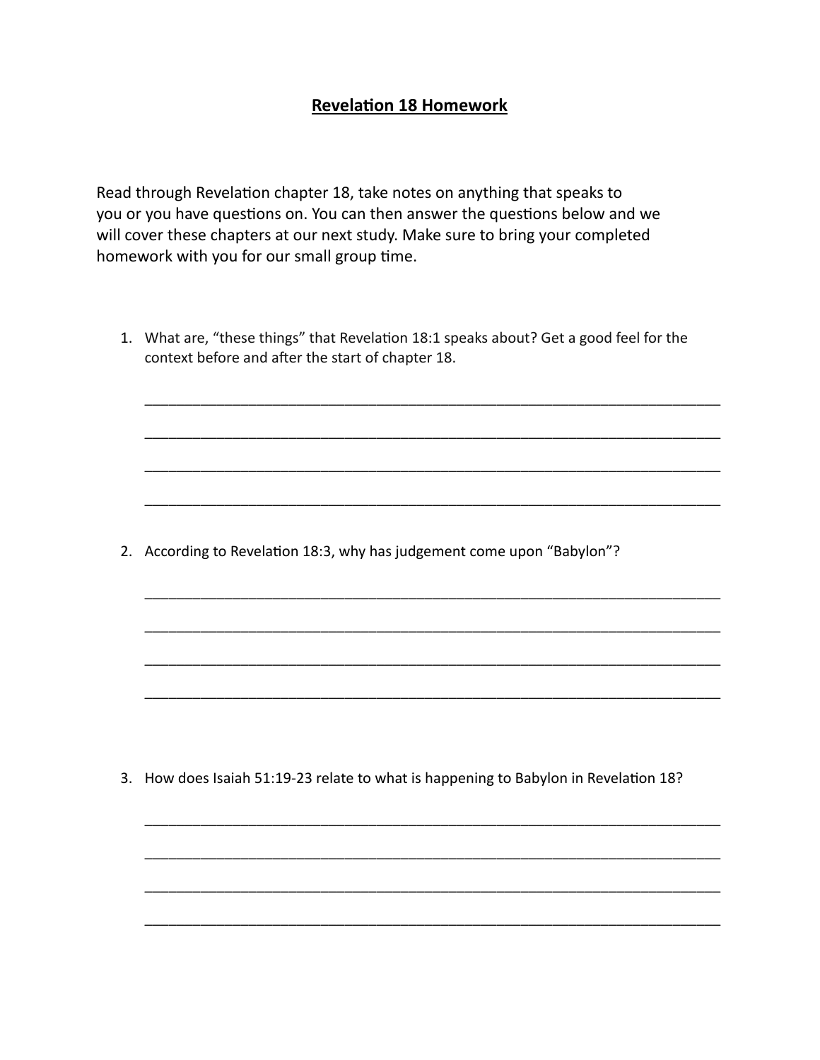# **Revelation 18 Homework**

Read through Revelation chapter 18, take notes on anything that speaks to you or you have questions on. You can then answer the questions below and we will cover these chapters at our next study. Make sure to bring your completed homework with you for our small group time.

1. What are, “these things” that Revelation 18:1 speaks about? Get a good feel for the context before and after the start of chapter 18.

   ___________________________________________________________________________

   ___________________________________________________________________________

   ___________________________________________________________________________

   ___________________________________________________________________________

2. According to Revelation 18:3, why has judgement come upon “Babylon”?

   ___________________________________________________________________________

   ___________________________________________________________________________

   ___________________________________________________________________________

   ___________________________________________________________________________

3. How does Isaiah 51:19-23 relate to what is happening to Babylon in Revelation 18?

   ___________________________________________________________________________

   ___________________________________________________________________________

   ___________________________________________________________________________

   ___________________________________________________________________________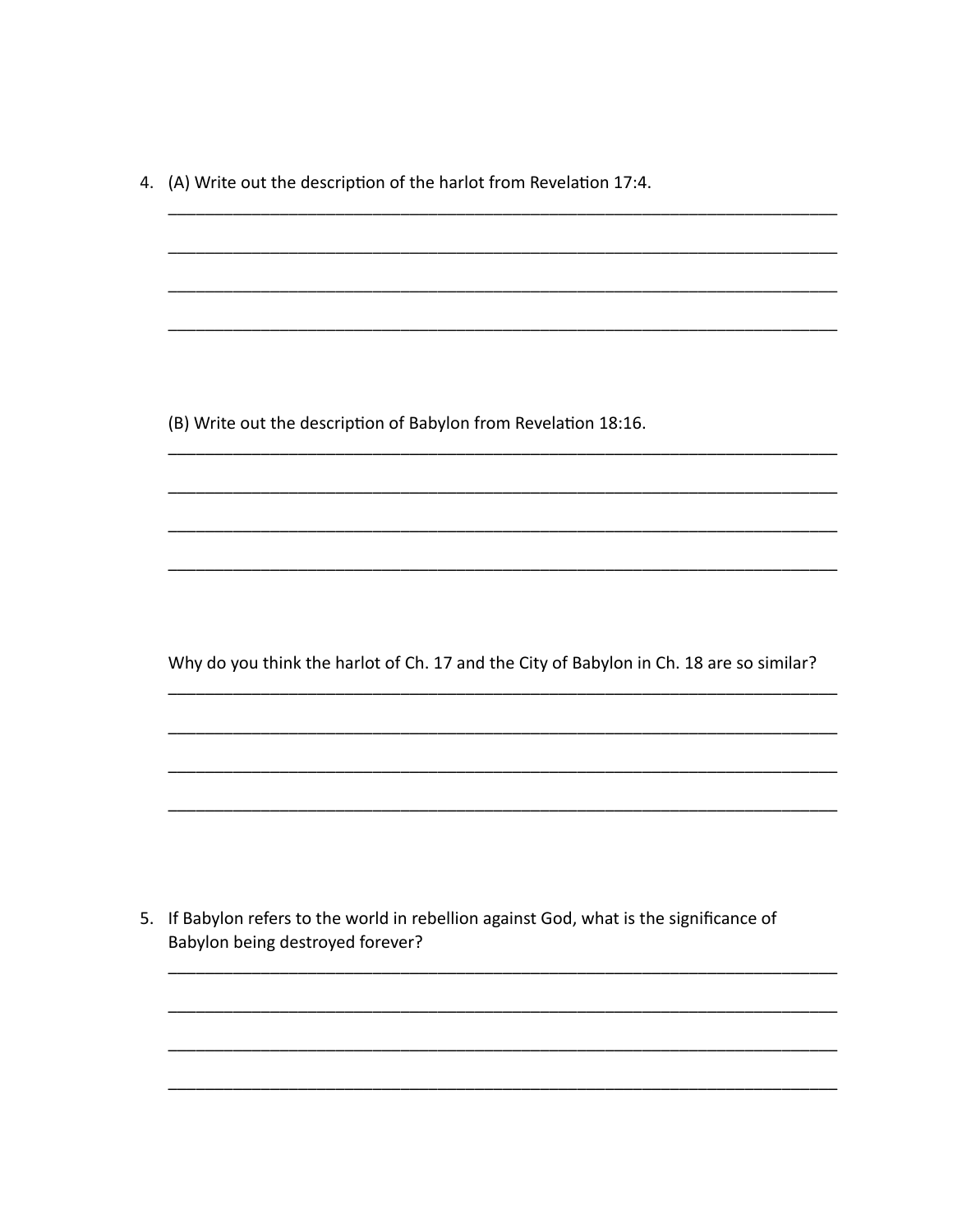4. (A) Write out the description of the harlot from Revelation 17:4.

   ______________________________________________________________________________

   ______________________________________________________________________________

   ______________________________________________________________________________

   ______________________________________________________________________________

   (B) Write out the description of Babylon from Revelation 18:16.

   ______________________________________________________________________________

   ______________________________________________________________________________

   ______________________________________________________________________________

   ______________________________________________________________________________

   Why do you think the harlot of Ch. 17 and the City of Babylon in Ch. 18 are so similar?

   ______________________________________________________________________________

   ______________________________________________________________________________

   ______________________________________________________________________________

   ______________________________________________________________________________

5. If Babylon refers to the world in rebellion against God, what is the significance of Babylon being destroyed forever?

   ______________________________________________________________________________

   ______________________________________________________________________________

   ______________________________________________________________________________

   ______________________________________________________________________________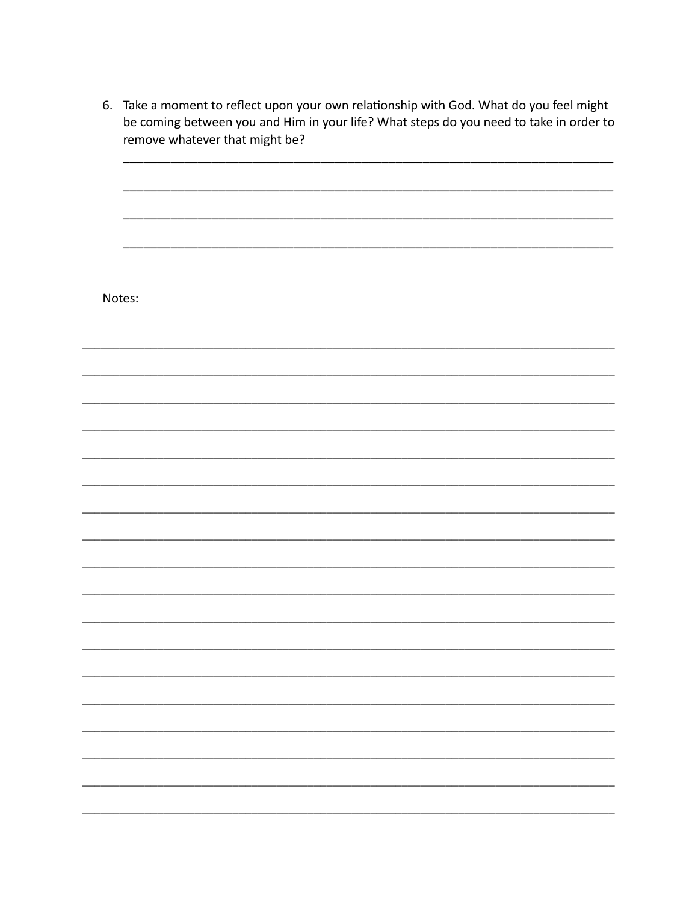6. Take a moment to reflect upon your own relationship with God. What do you feel might be coming between you and Him in your life? What steps do you need to take in order to remove whatever that might be?

   ___________________________________________________________________________

   ___________________________________________________________________________

   ___________________________________________________________________________

   ___________________________________________________________________________

Notes:

___________________________________________________________________________

___________________________________________________________________________

___________________________________________________________________________

___________________________________________________________________________

___________________________________________________________________________

___________________________________________________________________________

___________________________________________________________________________

___________________________________________________________________________

___________________________________________________________________________

___________________________________________________________________________

___________________________________________________________________________

___________________________________________________________________________

___________________________________________________________________________

___________________________________________________________________________

___________________________________________________________________________

___________________________________________________________________________

___________________________________________________________________________

___________________________________________________________________________